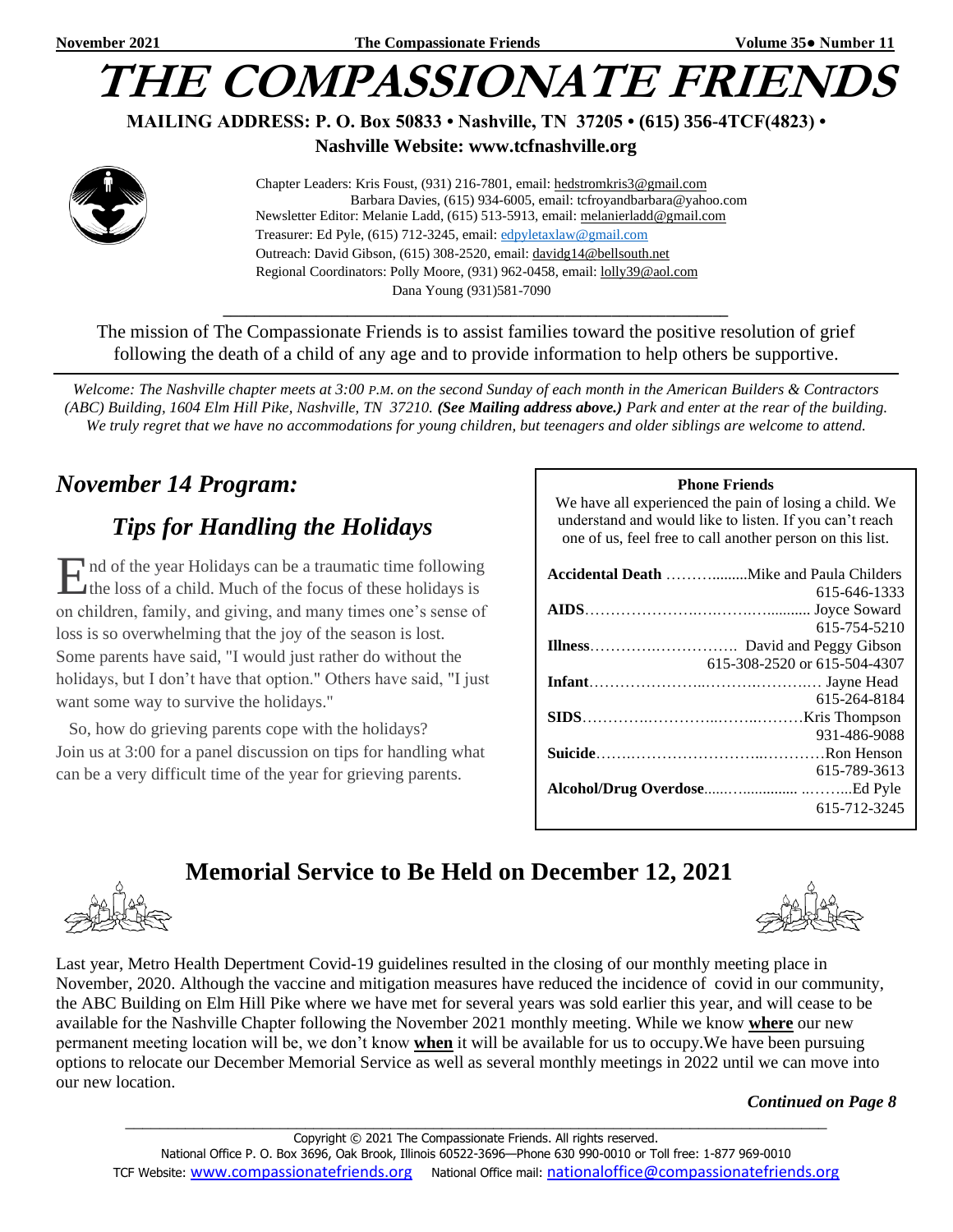# THE COMPASSIONATE FRIENDS

**MAILING ADDRESS: P. O. Box 50833 • Nashville, TN 37205 • (615) 356-4TCF(4823) •**
**Nashville Website: www.tcfnashville.org**

Chapter Leaders: Kris Foust, (931) 216-7801, email: hedstromkris3@gmail.com
Barbara Davies, (615) 934-6005, email: tcfroyandbarbara@yahoo.com
Newsletter Editor: Melanie Ladd, (615) 513-5913, email: melanierladd@gmail.com
Treasurer: Ed Pyle, (615) 712-3245, email: edpyletaxlaw@gmail.com
Outreach: David Gibson, (615) 308-2520, email: davidg14@bellsouth.net
Regional Coordinators: Polly Moore, (931) 962-0458, email: lolly39@aol.com
Dana Young (931)581-7090

The mission of The Compassionate Friends is to assist families toward the positive resolution of grief following the death of a child of any age and to provide information to help others be supportive.

*Welcome: The Nashville chapter meets at 3:00 P.M. on the second Sunday of each month in the American Builders & Contractors (ABC) Building, 1604 Elm Hill Pike, Nashville, TN 37210.* ***(See Mailing address above.)*** *Park and enter at the rear of the building. We truly regret that we have no accommodations for young children, but teenagers and older siblings are welcome to attend.*

## *November 14 Program:*

## *Tips for Handling the Holidays*

End of the year Holidays can be a traumatic time following the loss of a child. Much of the focus of these holidays is on children, family, and giving, and many times one's sense of loss is so overwhelming that the joy of the season is lost. Some parents have said, "I would just rather do without the holidays, but I don't have that option." Others have said, "I just want some way to survive the holidays."

So, how do grieving parents cope with the holidays? Join us at 3:00 for a panel discussion on tips for handling what can be a very difficult time of the year for grieving parents.

**Phone Friends**

We have all experienced the pain of losing a child. We understand and would like to listen. If you can't reach one of us, feel free to call another person on this list.

| | |
|---|---|
| **Accidental Death** | Mike and Paula Childers 615-646-1333 |
| **AIDS** | Joyce Soward 615-754-5210 |
| **Illness** | David and Peggy Gibson 615-308-2520 or 615-504-4307 |
| **Infant** | Jayne Head 615-264-8184 |
| **SIDS** | Kris Thompson 931-486-9088 |
| **Suicide** | Ron Henson 615-789-3613 |
| **Alcohol/Drug Overdose** | Ed Pyle 615-712-3245 |

## Memorial Service to Be Held on December 12, 2021

Last year, Metro Health Depertment Covid-19 guidelines resulted in the closing of our monthly meeting place in November, 2020. Although the vaccine and mitigation measures have reduced the incidence of covid in our community, the ABC Building on Elm Hill Pike where we have met for several years was sold earlier this year, and will cease to be available for the Nashville Chapter following the November 2021 monthly meeting. While we know **where** our new permanent meeting location will be, we don't know **when** it will be available for us to occupy.We have been pursuing options to relocate our December Memorial Service as well as several monthly meetings in 2022 until we can move into our new location.

***Continued on Page 8***

Copyright © 2021 The Compassionate Friends. All rights reserved.
National Office P. O. Box 3696, Oak Brook, Illinois 60522-3696—Phone 630 990-0010 or Toll free: 1-877 969-0010
TCF Website: www.compassionatefriends.org National Office mail: nationaloffice@compassionatefriends.org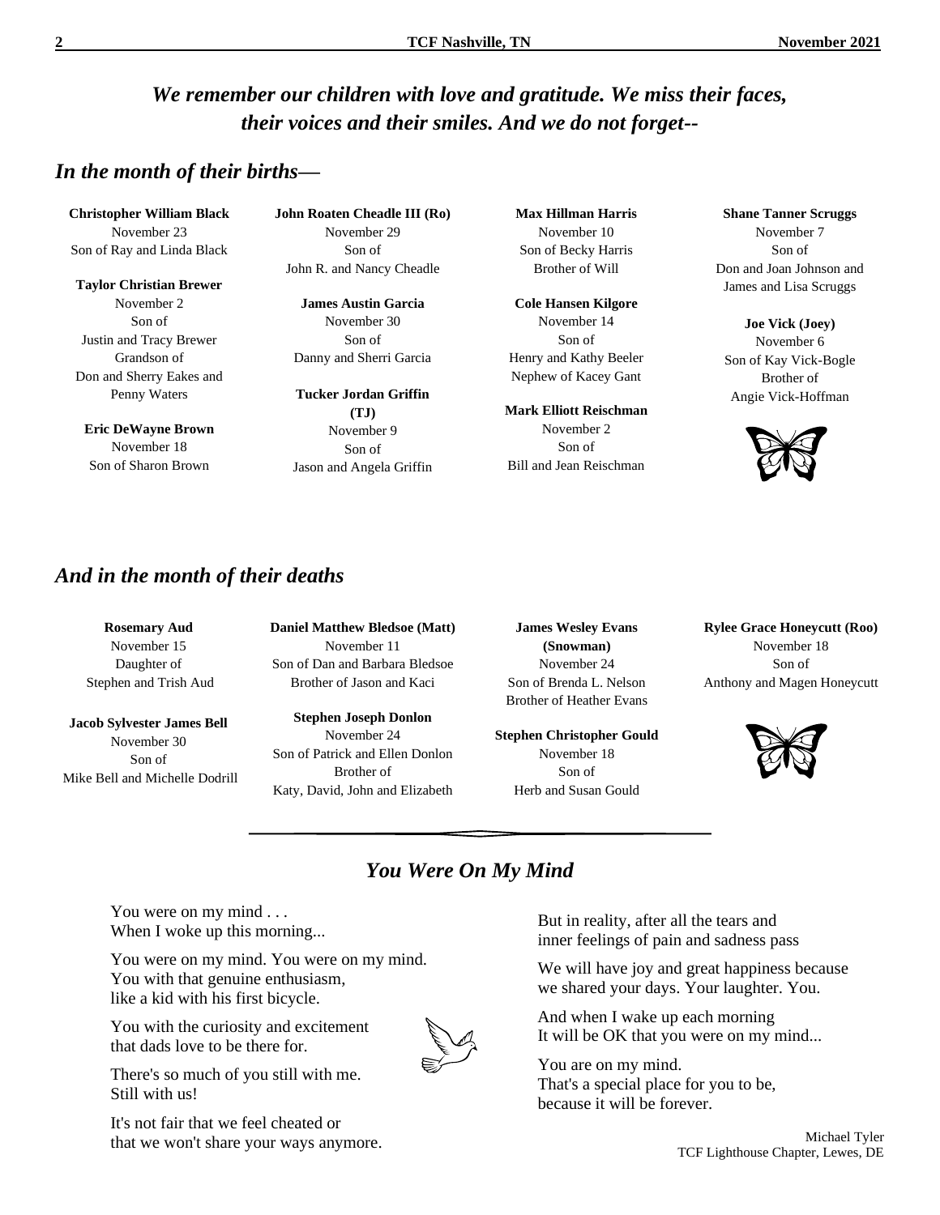## *We remember our children with love and gratitude. We miss their faces, their voices and their smiles. And we do not forget--*

## *In the month of their births—*

**Christopher William Black**
November 23
Son of Ray and Linda Black

**Taylor Christian Brewer**
November 2
Son of
Justin and Tracy Brewer
Grandson of
Don and Sherry Eakes and
Penny Waters

**Eric DeWayne Brown**
November 18
Son of Sharon Brown

**John Roaten Cheadle III (Ro)**
November 29
Son of
John R. and Nancy Cheadle

**James Austin Garcia**
November 30
Son of
Danny and Sherri Garcia

**Tucker Jordan Griffin (TJ)**
November 9
Son of
Jason and Angela Griffin

**Max Hillman Harris**
November 10
Son of Becky Harris
Brother of Will

**Cole Hansen Kilgore**
November 14
Son of
Henry and Kathy Beeler
Nephew of Kacey Gant

**Mark Elliott Reischman**
November 2
Son of
Bill and Jean Reischman

**Shane Tanner Scruggs**
November 7
Son of
Don and Joan Johnson and
James and Lisa Scruggs

**Joe Vick (Joey)**
November 6
Son of Kay Vick-Bogle
Brother of
Angie Vick-Hoffman

## *And in the month of their deaths*

**Rosemary Aud**
November 15
Daughter of
Stephen and Trish Aud

**Jacob Sylvester James Bell**
November 30
Son of
Mike Bell and Michelle Dodrill

**Daniel Matthew Bledsoe (Matt)**
November 11
Son of Dan and Barbara Bledsoe
Brother of Jason and Kaci

**Stephen Joseph Donlon**
November 24
Son of Patrick and Ellen Donlon
Brother of
Katy, David, John and Elizabeth

**James Wesley Evans (Snowman)**
November 24
Son of Brenda L. Nelson
Brother of Heather Evans

**Stephen Christopher Gould**
November 18
Son of
Herb and Susan Gould

**Rylee Grace Honeycutt (Roo)**
November 18
Son of
Anthony and Magen Honeycutt

## *You Were On My Mind*

You were on my mind . . .
When I woke up this morning...

You were on my mind. You were on my mind.
You with that genuine enthusiasm,
like a kid with his first bicycle.

You with the curiosity and excitement
that dads love to be there for.

There's so much of you still with me.
Still with us!

It's not fair that we feel cheated or
that we won't share your ways anymore.

But in reality, after all the tears and
inner feelings of pain and sadness pass

We will have joy and great happiness because
we shared your days. Your laughter. You.

And when I wake up each morning
It will be OK that you were on my mind...

You are on my mind.
That's a special place for you to be,
because it will be forever.

Michael Tyler
TCF Lighthouse Chapter, Lewes, DE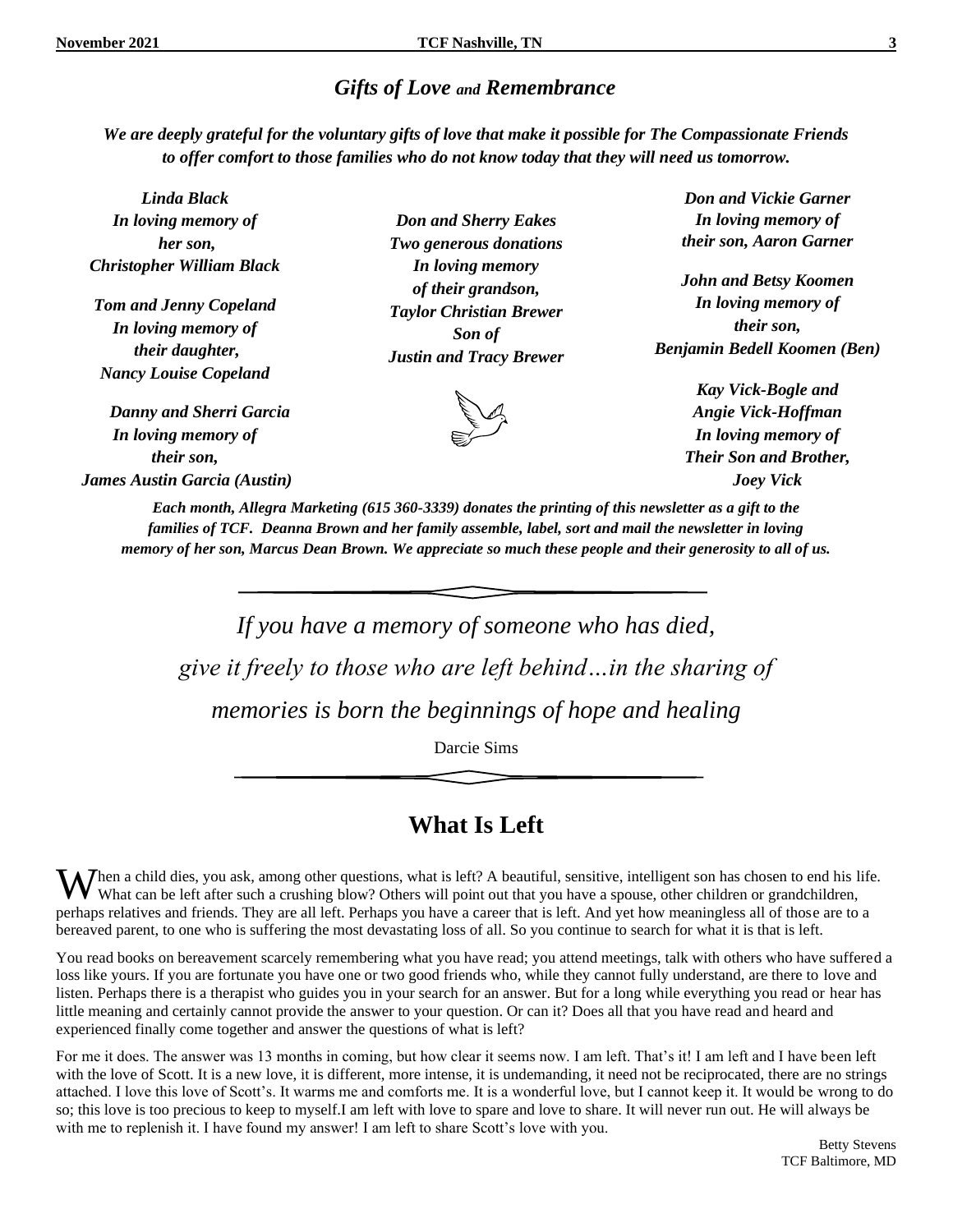## *Gifts of Love and Remembrance*

***We are deeply grateful for the voluntary gifts of love that make it possible for The Compassionate Friends to offer comfort to those families who do not know today that they will need us tomorrow.***

***Linda Black***
***In loving memory of***
***her son,***
***Christopher William Black***

***Tom and Jenny Copeland***
***In loving memory of***
***their daughter,***
***Nancy Louise Copeland***

***Danny and Sherri Garcia***
***In loving memory of***
***their son,***
***James Austin Garcia (Austin)***

***Don and Sherry Eakes***
***Two generous donations***
***In loving memory***
***of their grandson,***
***Taylor Christian Brewer***
***Son of***
***Justin and Tracy Brewer***

***Don and Vickie Garner***
***In loving memory of***
***their son, Aaron Garner***

***John and Betsy Koomen***
***In loving memory of***
***their son,***
***Benjamin Bedell Koomen (Ben)***

***Kay Vick-Bogle and***
***Angie Vick-Hoffman***
***In loving memory of***
***Their Son and Brother,***
***Joey Vick***

***Each month, Allegra Marketing (615 360-3339) donates the printing of this newsletter as a gift to the families of TCF. Deanna Brown and her family assemble, label, sort and mail the newsletter in loving memory of her son, Marcus Dean Brown. We appreciate so much these people and their generosity to all of us.***

*If you have a memory of someone who has died,*
*give it freely to those who are left behind…in the sharing of*
*memories is born the beginnings of hope and healing*

Darcie Sims

## What Is Left

When a child dies, you ask, among other questions, what is left? A beautiful, sensitive, intelligent son has chosen to end his life. What can be left after such a crushing blow? Others will point out that you have a spouse, other children or grandchildren, perhaps relatives and friends. They are all left. Perhaps you have a career that is left. And yet how meaningless all of those are to a bereaved parent, to one who is suffering the most devastating loss of all. So you continue to search for what it is that is left.

You read books on bereavement scarcely remembering what you have read; you attend meetings, talk with others who have suffered a loss like yours. If you are fortunate you have one or two good friends who, while they cannot fully understand, are there to love and listen. Perhaps there is a therapist who guides you in your search for an answer. But for a long while everything you read or hear has little meaning and certainly cannot provide the answer to your question. Or can it? Does all that you have read and heard and experienced finally come together and answer the questions of what is left?

For me it does. The answer was 13 months in coming, but how clear it seems now. I am left. That's it! I am left and I have been left with the love of Scott. It is a new love, it is different, more intense, it is undemanding, it need not be reciprocated, there are no strings attached. I love this love of Scott's. It warms me and comforts me. It is a wonderful love, but I cannot keep it. It would be wrong to do so; this love is too precious to keep to myself.I am left with love to spare and love to share. It will never run out. He will always be with me to replenish it. I have found my answer! I am left to share Scott's love with you.

Betty Stevens
TCF Baltimore, MD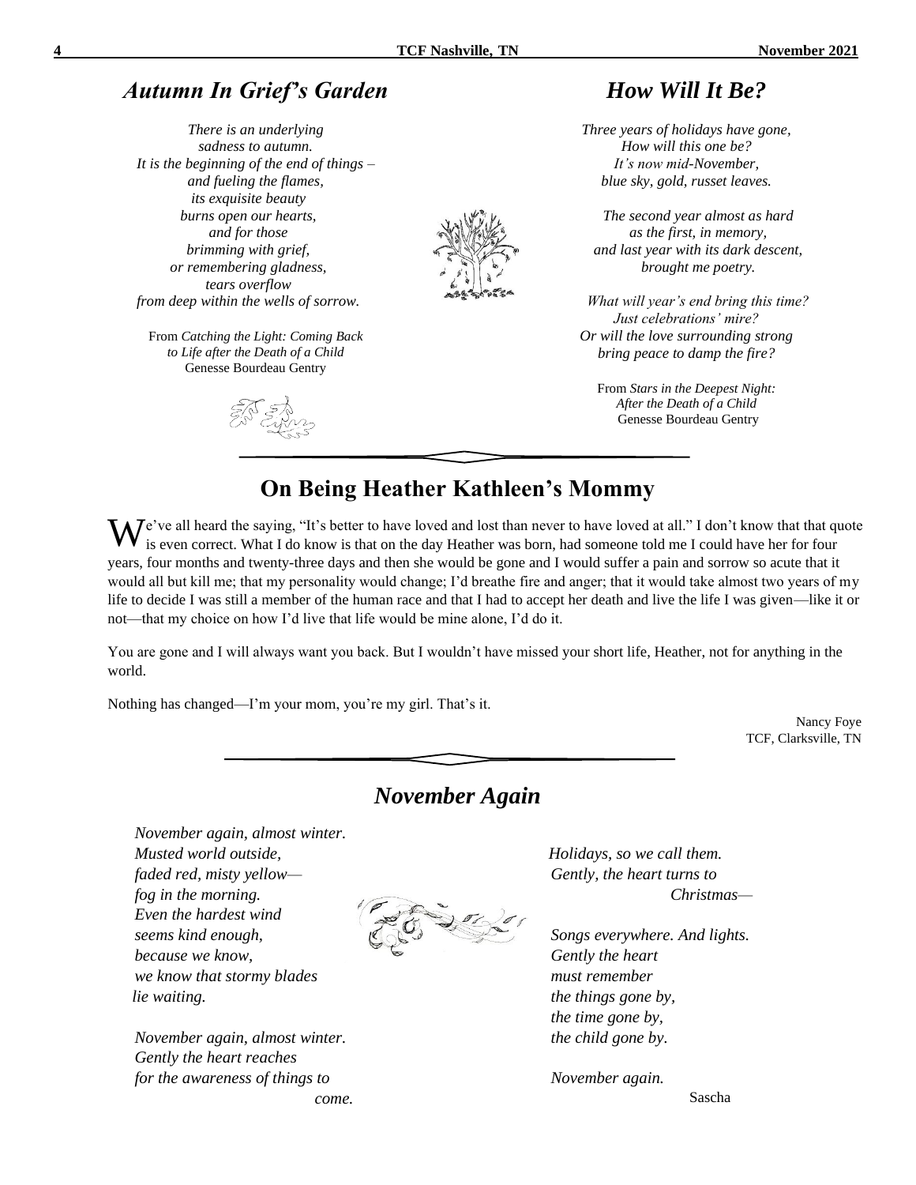## *Autumn In Grief's Garden*

*There is an underlying*
*sadness to autumn.*
*It is the beginning of the end of things –*
*and fueling the flames,*
*its exquisite beauty*
*burns open our hearts,*
*and for those*
*brimming with grief,*
*or remembering gladness,*
*tears overflow*
*from deep within the wells of sorrow.*

From *Catching the Light: Coming Back to Life after the Death of a Child*
Genesse Bourdeau Gentry

## *How Will It Be?*

*Three years of holidays have gone,*
*How will this one be?*
*It's now mid-November,*
*blue sky, gold, russet leaves.*

*The second year almost as hard*
*as the first, in memory,*
*and last year with its dark descent,*
*brought me poetry.*

*What will year's end bring this time?*
*Just celebrations' mire?*
*Or will the love surrounding strong*
*bring peace to damp the fire?*

From *Stars in the Deepest Night: After the Death of a Child*
Genesse Bourdeau Gentry

## On Being Heather Kathleen's Mommy

We've all heard the saying, "It's better to have loved and lost than never to have loved at all." I don't know that that quote is even correct. What I do know is that on the day Heather was born, had someone told me I could have her for four years, four months and twenty-three days and then she would be gone and I would suffer a pain and sorrow so acute that it would all but kill me; that my personality would change; I'd breathe fire and anger; that it would take almost two years of my life to decide I was still a member of the human race and that I had to accept her death and live the life I was given—like it or not—that my choice on how I'd live that life would be mine alone, I'd do it.

You are gone and I will always want you back. But I wouldn't have missed your short life, Heather, not for anything in the world.

Nothing has changed—I'm your mom, you're my girl. That's it.

Nancy Foye
TCF, Clarksville, TN

## *November Again*

*November again, almost winter.*
*Musted world outside,*
*faded red, misty yellow—*
*fog in the morning.*
*Even the hardest wind*
*seems kind enough,*
*because we know,*
*we know that stormy blades*
*lie waiting.*

*November again, almost winter.*
*Gently the heart reaches*
*for the awareness of things to*
*come.*

*Holidays, so we call them.*
*Gently, the heart turns to*
*Christmas—*

*Songs everywhere. And lights.*
*Gently the heart*
*must remember*
*the things gone by,*
*the time gone by,*
*the child gone by.*

*November again.*

Sascha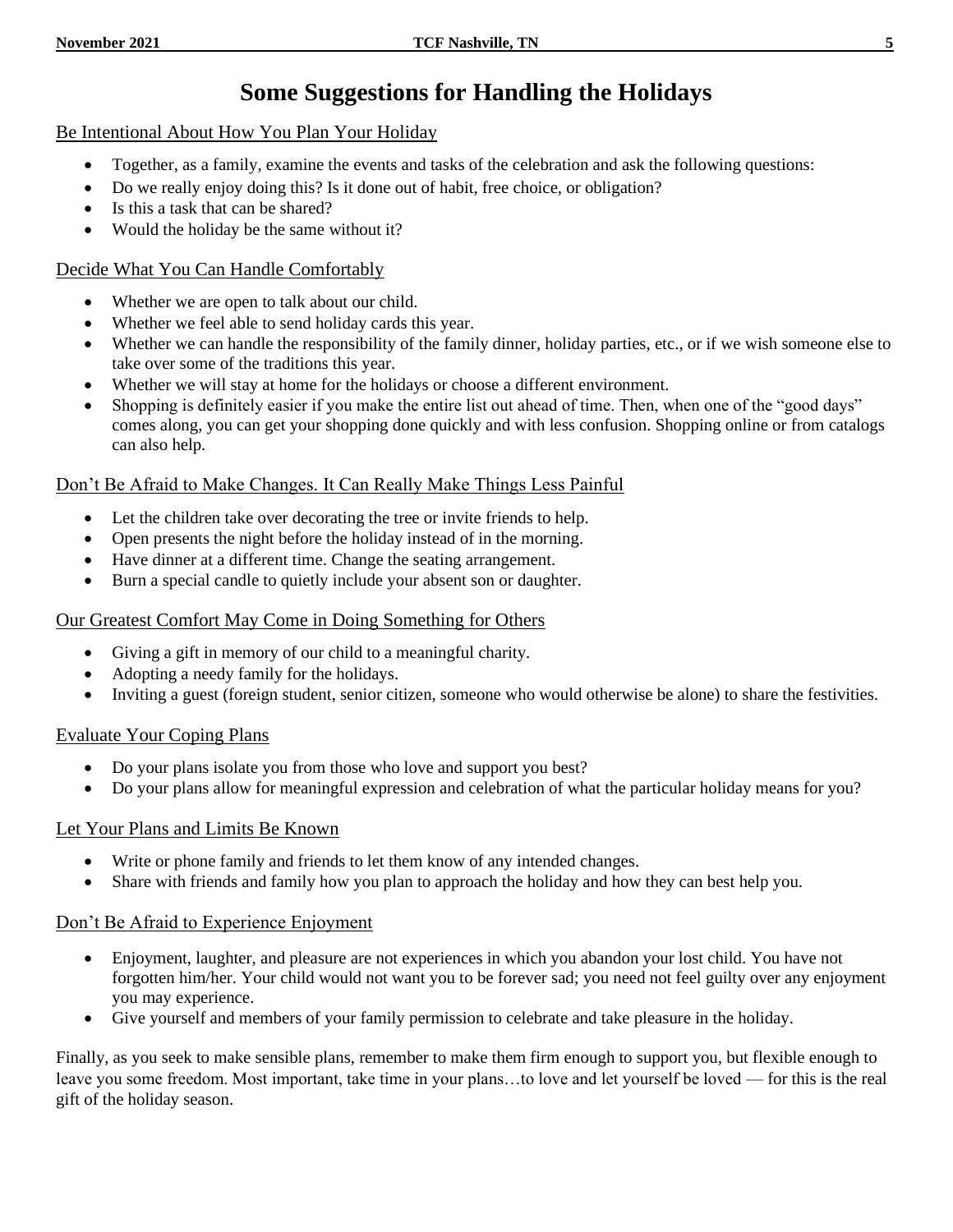# Some Suggestions for Handling the Holidays

## Be Intentional About How You Plan Your Holiday

- Together, as a family, examine the events and tasks of the celebration and ask the following questions:
- Do we really enjoy doing this? Is it done out of habit, free choice, or obligation?
- Is this a task that can be shared?
- Would the holiday be the same without it?

## Decide What You Can Handle Comfortably

- Whether we are open to talk about our child.
- Whether we feel able to send holiday cards this year.
- Whether we can handle the responsibility of the family dinner, holiday parties, etc., or if we wish someone else to take over some of the traditions this year.
- Whether we will stay at home for the holidays or choose a different environment.
- Shopping is definitely easier if you make the entire list out ahead of time. Then, when one of the "good days" comes along, you can get your shopping done quickly and with less confusion. Shopping online or from catalogs can also help.

## Don't Be Afraid to Make Changes. It Can Really Make Things Less Painful

- Let the children take over decorating the tree or invite friends to help.
- Open presents the night before the holiday instead of in the morning.
- Have dinner at a different time. Change the seating arrangement.
- Burn a special candle to quietly include your absent son or daughter.

## Our Greatest Comfort May Come in Doing Something for Others

- Giving a gift in memory of our child to a meaningful charity.
- Adopting a needy family for the holidays.
- Inviting a guest (foreign student, senior citizen, someone who would otherwise be alone) to share the festivities.

## Evaluate Your Coping Plans

- Do your plans isolate you from those who love and support you best?
- Do your plans allow for meaningful expression and celebration of what the particular holiday means for you?

## Let Your Plans and Limits Be Known

- Write or phone family and friends to let them know of any intended changes.
- Share with friends and family how you plan to approach the holiday and how they can best help you.

## Don't Be Afraid to Experience Enjoyment

- Enjoyment, laughter, and pleasure are not experiences in which you abandon your lost child. You have not forgotten him/her. Your child would not want you to be forever sad; you need not feel guilty over any enjoyment you may experience.
- Give yourself and members of your family permission to celebrate and take pleasure in the holiday.

Finally, as you seek to make sensible plans, remember to make them firm enough to support you, but flexible enough to leave you some freedom. Most important, take time in your plans…to love and let yourself be loved — for this is the real gift of the holiday season.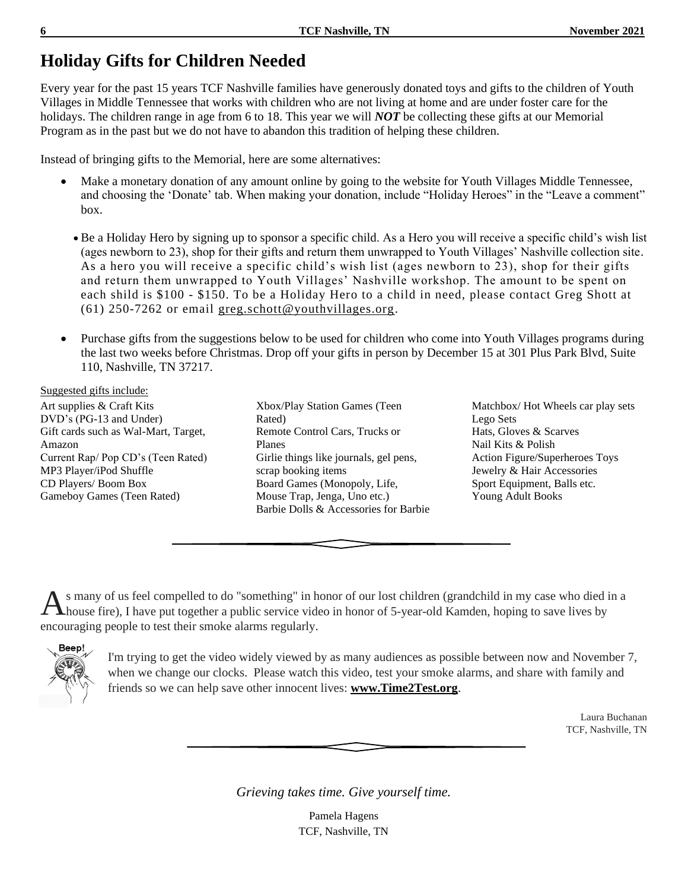# Holiday Gifts for Children Needed

Every year for the past 15 years TCF Nashville families have generously donated toys and gifts to the children of Youth Villages in Middle Tennessee that works with children who are not living at home and are under foster care for the holidays. The children range in age from 6 to 18. This year we will ***NOT*** be collecting these gifts at our Memorial Program as in the past but we do not have to abandon this tradition of helping these children.

Instead of bringing gifts to the Memorial, here are some alternatives:

- Make a monetary donation of any amount online by going to the website for Youth Villages Middle Tennessee, and choosing the 'Donate' tab. When making your donation, include "Holiday Heroes" in the "Leave a comment" box.
- Be a Holiday Hero by signing up to sponsor a specific child. As a Hero you will receive a specific child's wish list (ages newborn to 23), shop for their gifts and return them unwrapped to Youth Villages' Nashville collection site. As a hero you will receive a specific child's wish list (ages newborn to 23), shop for their gifts and return them unwrapped to Youth Villages' Nashville workshop. The amount to be spent on each shild is $100 - $150. To be a Holiday Hero to a child in need, please contact Greg Shott at (61) 250-7262 or email greg.schott@youthvillages.org.
- Purchase gifts from the suggestions below to be used for children who come into Youth Villages programs during the last two weeks before Christmas. Drop off your gifts in person by December 15 at 301 Plus Park Blvd, Suite 110, Nashville, TN 37217.

Suggested gifts include:

Art supplies & Craft Kits
DVD's (PG-13 and Under)
Gift cards such as Wal-Mart, Target, Amazon
Current Rap/ Pop CD's (Teen Rated)
MP3 Player/iPod Shuffle
CD Players/ Boom Box
Gameboy Games (Teen Rated)
Xbox/Play Station Games (Teen Rated)
Remote Control Cars, Trucks or Planes
Girlie things like journals, gel pens, scrap booking items
Board Games (Monopoly, Life, Mouse Trap, Jenga, Uno etc.)
Barbie Dolls & Accessories for Barbie
Matchbox/ Hot Wheels car play sets
Lego Sets
Hats, Gloves & Scarves
Nail Kits & Polish
Action Figure/Superheroes Toys
Jewelry & Hair Accessories
Sport Equipment, Balls etc.
Young Adult Books

---

As many of us feel compelled to do "something" in honor of our lost children (grandchild in my case who died in a house fire), I have put together a public service video in honor of 5-year-old Kamden, hoping to save lives by encouraging people to test their smoke alarms regularly.

I'm trying to get the video widely viewed by as many audiences as possible between now and November 7, when we change our clocks. Please watch this video, test your smoke alarms, and share with family and friends so we can help save other innocent lives: **www.Time2Test.org**.

Laura Buchanan
TCF, Nashville, TN

---

*Grieving takes time. Give yourself time.*

Pamela Hagens
TCF, Nashville, TN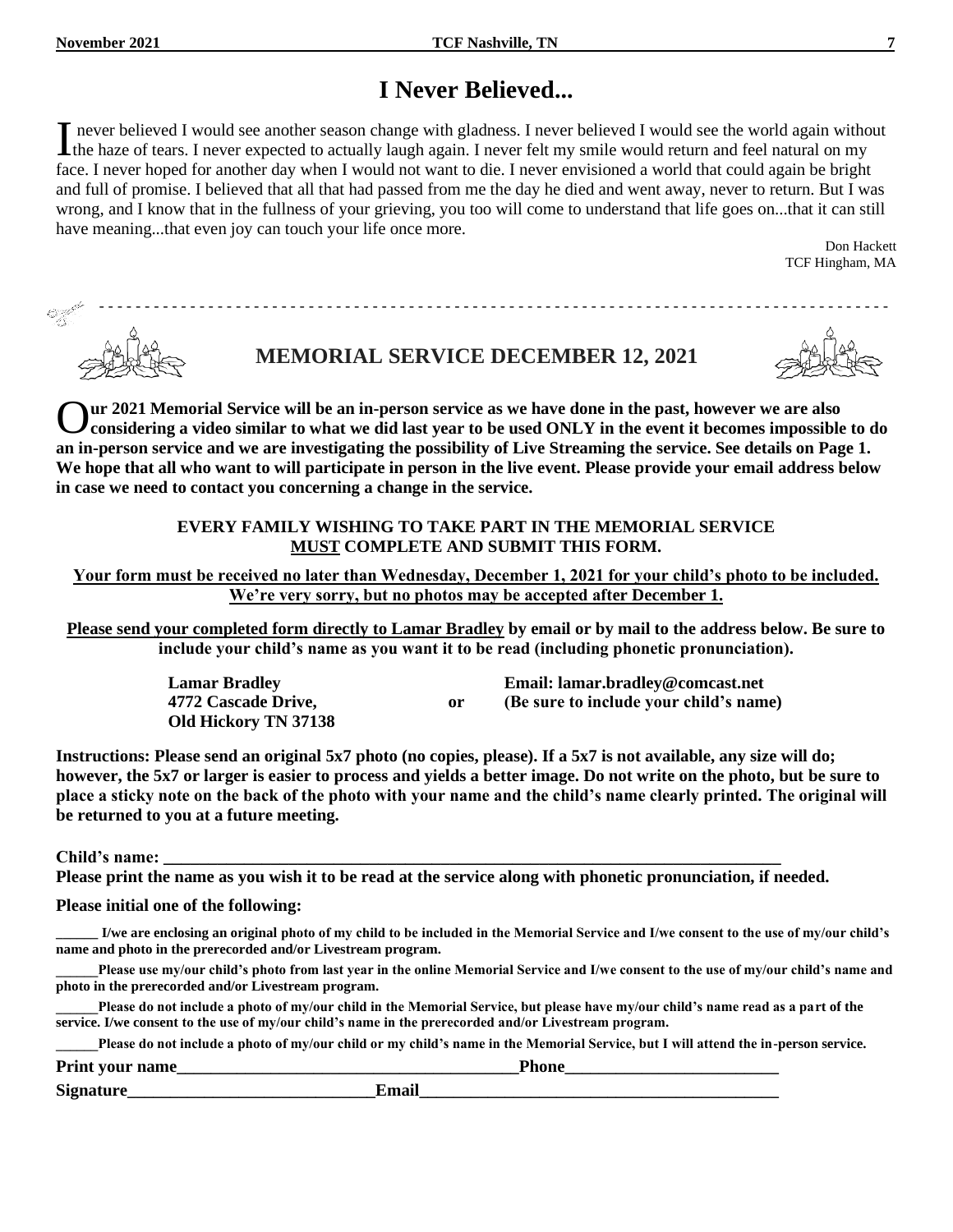# I Never Believed...

I never believed I would see another season change with gladness. I never believed I would see the world again without the haze of tears. I never expected to actually laugh again. I never felt my smile would return and feel natural on my face. I never hoped for another day when I would not want to die. I never envisioned a world that could again be bright and full of promise. I believed that all that had passed from me the day he died and went away, never to return. But I was wrong, and I know that in the fullness of your grieving, you too will come to understand that life goes on...that it can still have meaning...that even joy can touch your life once more.

Don Hackett
TCF Hingham, MA

---

## MEMORIAL SERVICE DECEMBER 12, 2021

**Our 2021 Memorial Service will be an in-person service as we have done in the past, however we are also considering a video similar to what we did last year to be used ONLY in the event it becomes impossible to do an in-person service and we are investigating the possibility of Live Streaming the service. See details on Page 1. We hope that all who want to will participate in person in the live event. Please provide your email address below in case we need to contact you concerning a change in the service.**

**EVERY FAMILY WISHING TO TAKE PART IN THE MEMORIAL SERVICE MUST COMPLETE AND SUBMIT THIS FORM.**

**Your form must be received no later than Wednesday, December 1, 2021 for your child's photo to be included. We're very sorry, but no photos may be accepted after December 1.**

**Please send your completed form directly to Lamar Bradley by email or by mail to the address below. Be sure to include your child's name as you want it to be read (including phonetic pronunciation).**

**Lamar Bradley**
**4772 Cascade Drive,**
**Old Hickory TN 37138**

**or**

**Email: lamar.bradley@comcast.net**
**(Be sure to include your child's name)**

**Instructions: Please send an original 5x7 photo (no copies, please). If a 5x7 is not available, any size will do; however, the 5x7 or larger is easier to process and yields a better image. Do not write on the photo, but be sure to place a sticky note on the back of the photo with your name and the child's name clearly printed. The original will be returned to you at a future meeting.**

**Child's name: ____________________________________________**

**Please print the name as you wish it to be read at the service along with phonetic pronunciation, if needed.**

**Please initial one of the following:**

**______ I/we are enclosing an original photo of my child to be included in the Memorial Service and I/we consent to the use of my/our child's name and photo in the prerecorded and/or Livestream program.**

**______Please use my/our child's photo from last year in the online Memorial Service and I/we consent to the use of my/our child's name and photo in the prerecorded and/or Livestream program.**

**______Please do not include a photo of my/our child in the Memorial Service, but please have my/our child's name read as a part of the service. I/we consent to the use of my/our child's name in the prerecorded and/or Livestream program.**

**______Please do not include a photo of my/our child or my child's name in the Memorial Service, but I will attend the in-person service.**

**Print your name________________________________________Phone_________________________**

**Signature_____________________________Email___________________________________________**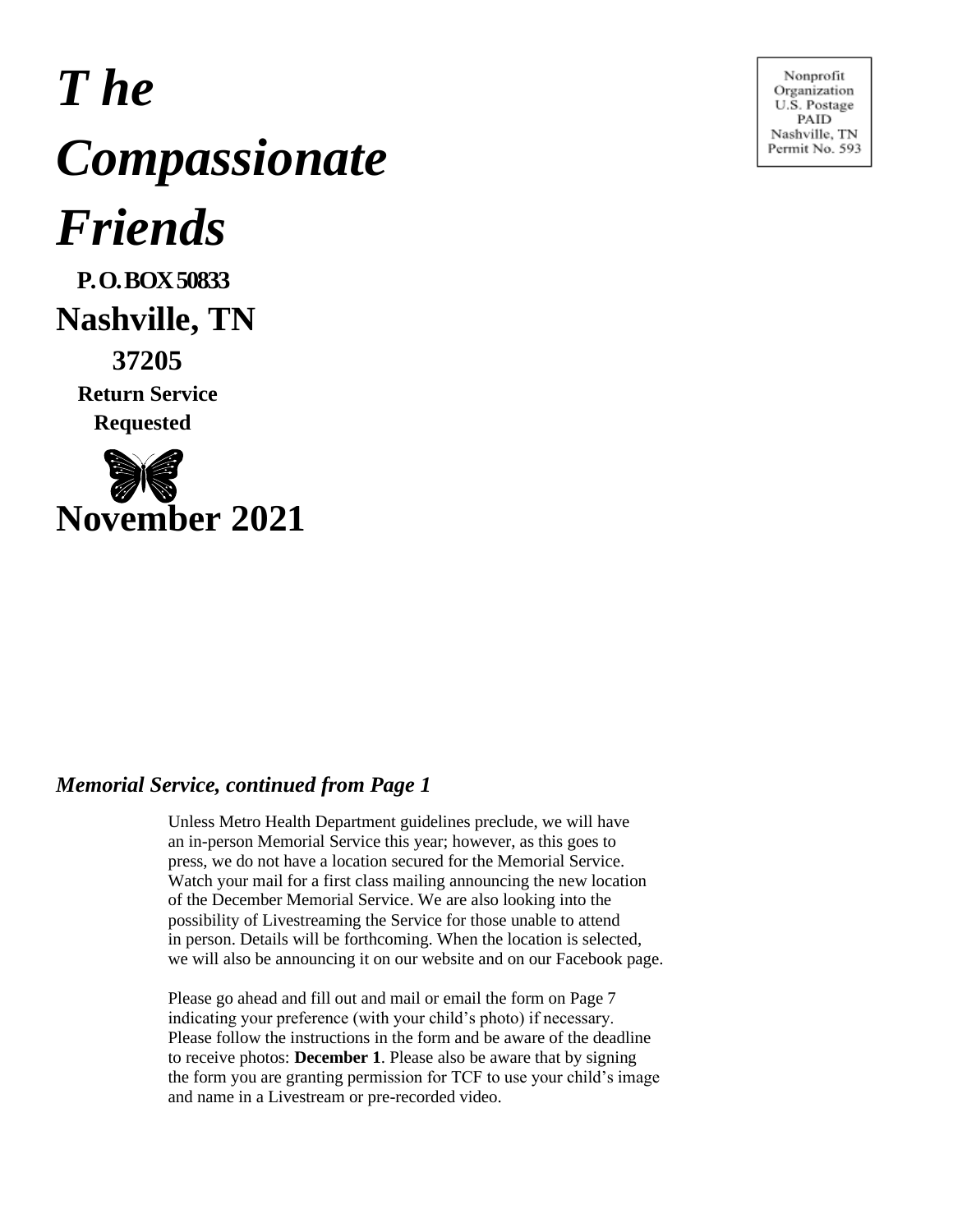# *The Compassionate Friends*

**P.O. BOX 50833**

**Nashville, TN**

**37205**

**Return Service Requested**

Nonprofit
Organization
U.S. Postage
PAID
Nashville, TN
Permit No. 593

**November 2021**

***Memorial Service, continued from Page 1***

Unless Metro Health Department guidelines preclude, we will have an in-person Memorial Service this year; however, as this goes to press, we do not have a location secured for the Memorial Service. Watch your mail for a first class mailing announcing the new location of the December Memorial Service. We are also looking into the possibility of Livestreaming the Service for those unable to attend in person. Details will be forthcoming. When the location is selected, we will also be announcing it on our website and on our Facebook page.

Please go ahead and fill out and mail or email the form on Page 7 indicating your preference (with your child's photo) if necessary. Please follow the instructions in the form and be aware of the deadline to receive photos: **December 1**. Please also be aware that by signing the form you are granting permission for TCF to use your child's image and name in a Livestream or pre-recorded video.